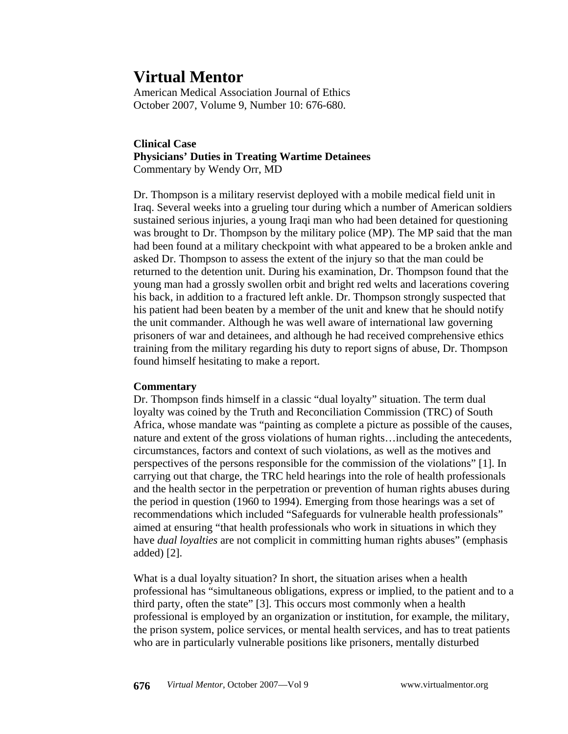# Virtual Mentor

American Medical Association Journal of Ethics
October 2007, Volume 9, Number 10: 676-680.

**Clinical Case**
**Physicians' Duties in Treating Wartime Detainees**
Commentary by Wendy Orr, MD

Dr. Thompson is a military reservist deployed with a mobile medical field unit in Iraq. Several weeks into a grueling tour during which a number of American soldiers sustained serious injuries, a young Iraqi man who had been detained for questioning was brought to Dr. Thompson by the military police (MP). The MP said that the man had been found at a military checkpoint with what appeared to be a broken ankle and asked Dr. Thompson to assess the extent of the injury so that the man could be returned to the detention unit. During his examination, Dr. Thompson found that the young man had a grossly swollen orbit and bright red welts and lacerations covering his back, in addition to a fractured left ankle. Dr. Thompson strongly suspected that his patient had been beaten by a member of the unit and knew that he should notify the unit commander. Although he was well aware of international law governing prisoners of war and detainees, and although he had received comprehensive ethics training from the military regarding his duty to report signs of abuse, Dr. Thompson found himself hesitating to make a report.

**Commentary**

Dr. Thompson finds himself in a classic "dual loyalty" situation. The term dual loyalty was coined by the Truth and Reconciliation Commission (TRC) of South Africa, whose mandate was "painting as complete a picture as possible of the causes, nature and extent of the gross violations of human rights…including the antecedents, circumstances, factors and context of such violations, as well as the motives and perspectives of the persons responsible for the commission of the violations" [1]. In carrying out that charge, the TRC held hearings into the role of health professionals and the health sector in the perpetration or prevention of human rights abuses during the period in question (1960 to 1994). Emerging from those hearings was a set of recommendations which included "Safeguards for vulnerable health professionals" aimed at ensuring "that health professionals who work in situations in which they have *dual loyalties* are not complicit in committing human rights abuses" (emphasis added) [2].

What is a dual loyalty situation? In short, the situation arises when a health professional has "simultaneous obligations, express or implied, to the patient and to a third party, often the state" [3]. This occurs most commonly when a health professional is employed by an organization or institution, for example, the military, the prison system, police services, or mental health services, and has to treat patients who are in particularly vulnerable positions like prisoners, mentally disturbed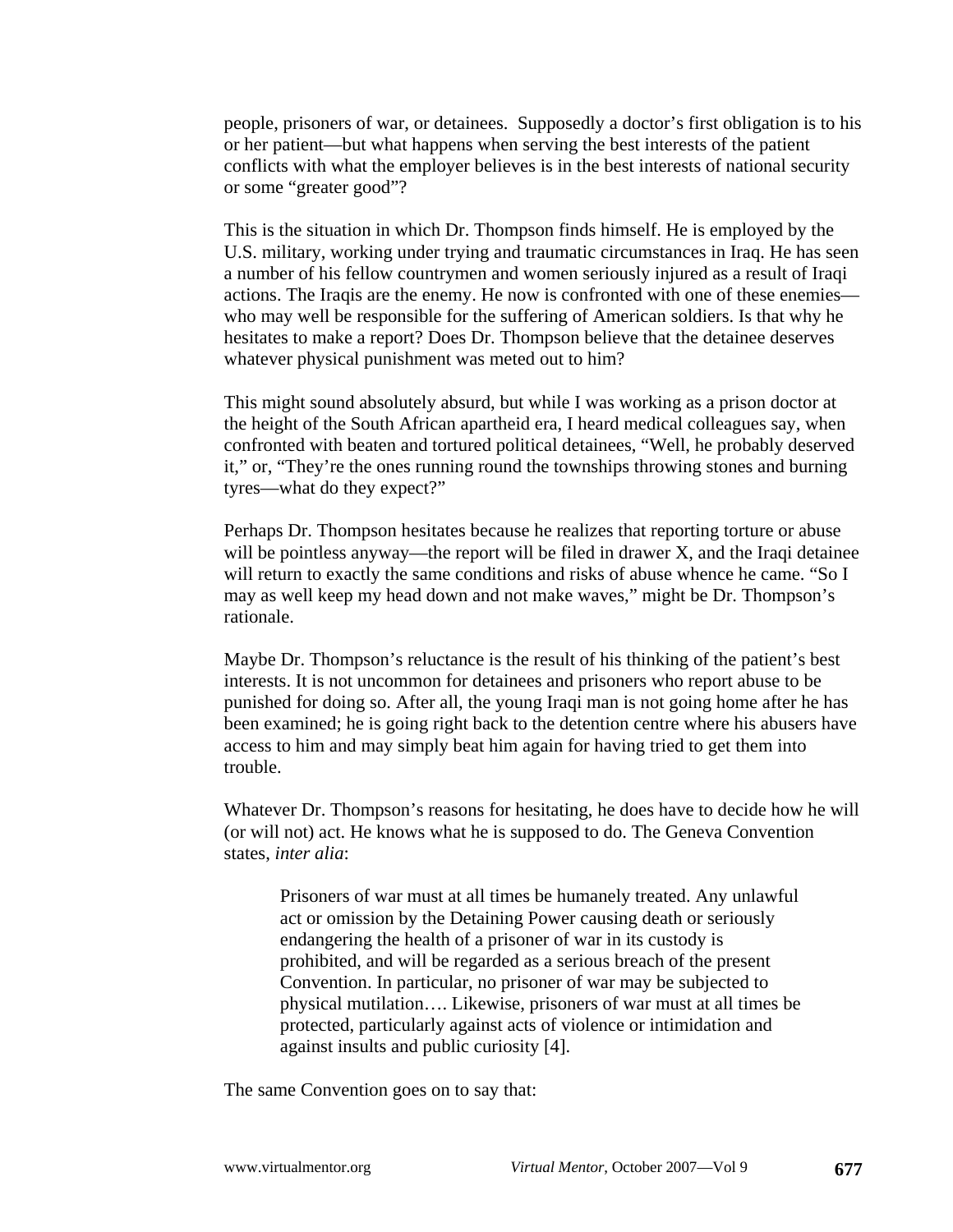people, prisoners of war, or detainees. Supposedly a doctor's first obligation is to his or her patient—but what happens when serving the best interests of the patient conflicts with what the employer believes is in the best interests of national security or some "greater good"?

This is the situation in which Dr. Thompson finds himself. He is employed by the U.S. military, working under trying and traumatic circumstances in Iraq. He has seen a number of his fellow countrymen and women seriously injured as a result of Iraqi actions. The Iraqis are the enemy. He now is confronted with one of these enemies—who may well be responsible for the suffering of American soldiers. Is that why he hesitates to make a report? Does Dr. Thompson believe that the detainee deserves whatever physical punishment was meted out to him?

This might sound absolutely absurd, but while I was working as a prison doctor at the height of the South African apartheid era, I heard medical colleagues say, when confronted with beaten and tortured political detainees, "Well, he probably deserved it," or, "They're the ones running round the townships throwing stones and burning tyres—what do they expect?"

Perhaps Dr. Thompson hesitates because he realizes that reporting torture or abuse will be pointless anyway—the report will be filed in drawer X, and the Iraqi detainee will return to exactly the same conditions and risks of abuse whence he came. "So I may as well keep my head down and not make waves," might be Dr. Thompson's rationale.

Maybe Dr. Thompson's reluctance is the result of his thinking of the patient's best interests. It is not uncommon for detainees and prisoners who report abuse to be punished for doing so. After all, the young Iraqi man is not going home after he has been examined; he is going right back to the detention centre where his abusers have access to him and may simply beat him again for having tried to get them into trouble.

Whatever Dr. Thompson's reasons for hesitating, he does have to decide how he will (or will not) act. He knows what he is supposed to do. The Geneva Convention states, *inter alia*:

> Prisoners of war must at all times be humanely treated. Any unlawful act or omission by the Detaining Power causing death or seriously endangering the health of a prisoner of war in its custody is prohibited, and will be regarded as a serious breach of the present Convention. In particular, no prisoner of war may be subjected to physical mutilation…. Likewise, prisoners of war must at all times be protected, particularly against acts of violence or intimidation and against insults and public curiosity [4].

The same Convention goes on to say that: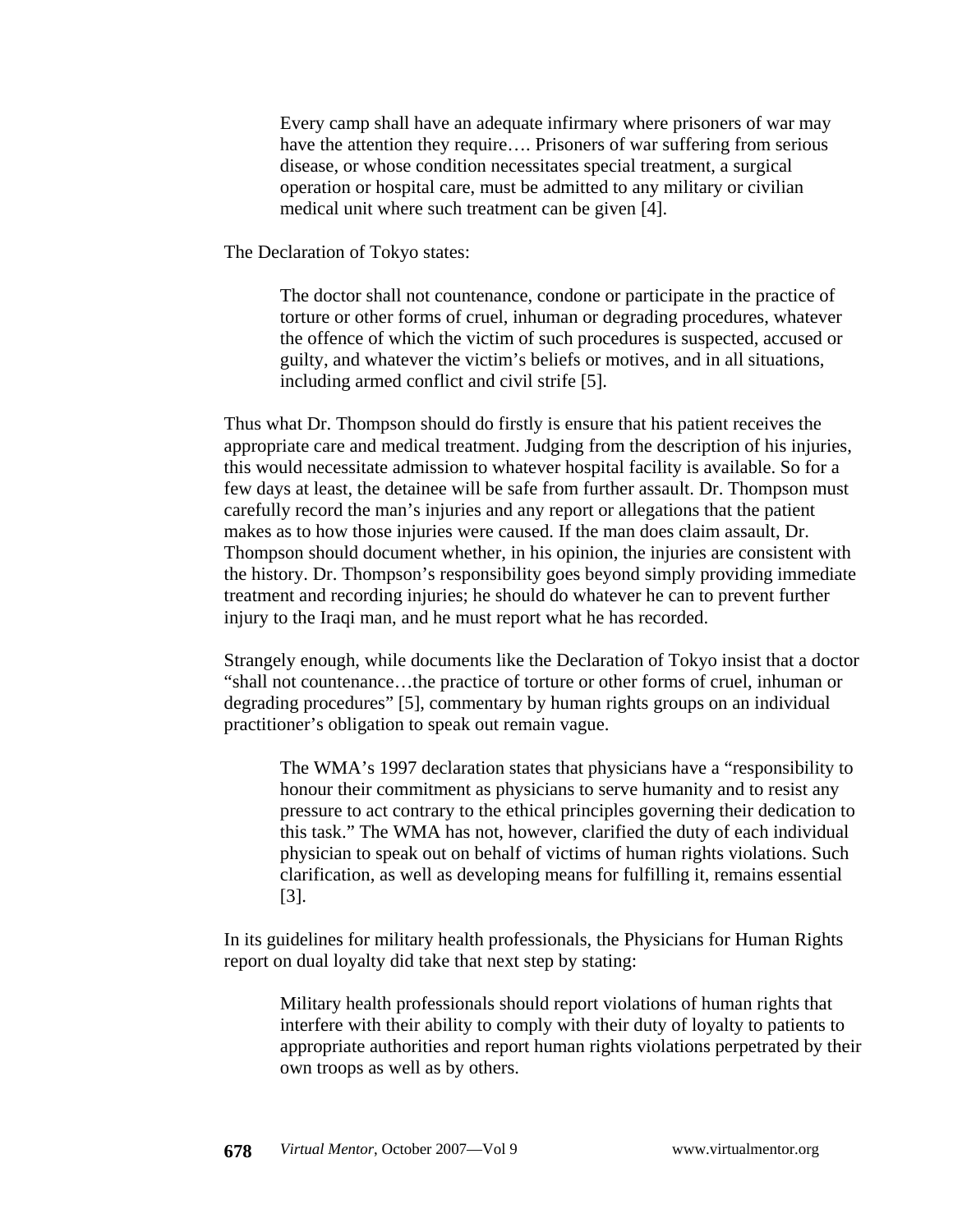> Every camp shall have an adequate infirmary where prisoners of war may have the attention they require…. Prisoners of war suffering from serious disease, or whose condition necessitates special treatment, a surgical operation or hospital care, must be admitted to any military or civilian medical unit where such treatment can be given [4].

The Declaration of Tokyo states:

> The doctor shall not countenance, condone or participate in the practice of torture or other forms of cruel, inhuman or degrading procedures, whatever the offence of which the victim of such procedures is suspected, accused or guilty, and whatever the victim's beliefs or motives, and in all situations, including armed conflict and civil strife [5].

Thus what Dr. Thompson should do firstly is ensure that his patient receives the appropriate care and medical treatment. Judging from the description of his injuries, this would necessitate admission to whatever hospital facility is available. So for a few days at least, the detainee will be safe from further assault. Dr. Thompson must carefully record the man's injuries and any report or allegations that the patient makes as to how those injuries were caused. If the man does claim assault, Dr. Thompson should document whether, in his opinion, the injuries are consistent with the history. Dr. Thompson's responsibility goes beyond simply providing immediate treatment and recording injuries; he should do whatever he can to prevent further injury to the Iraqi man, and he must report what he has recorded.

Strangely enough, while documents like the Declaration of Tokyo insist that a doctor "shall not countenance…the practice of torture or other forms of cruel, inhuman or degrading procedures" [5], commentary by human rights groups on an individual practitioner's obligation to speak out remain vague.

> The WMA's 1997 declaration states that physicians have a "responsibility to honour their commitment as physicians to serve humanity and to resist any pressure to act contrary to the ethical principles governing their dedication to this task." The WMA has not, however, clarified the duty of each individual physician to speak out on behalf of victims of human rights violations. Such clarification, as well as developing means for fulfilling it, remains essential [3].

In its guidelines for military health professionals, the Physicians for Human Rights report on dual loyalty did take that next step by stating:

> Military health professionals should report violations of human rights that interfere with their ability to comply with their duty of loyalty to patients to appropriate authorities and report human rights violations perpetrated by their own troops as well as by others.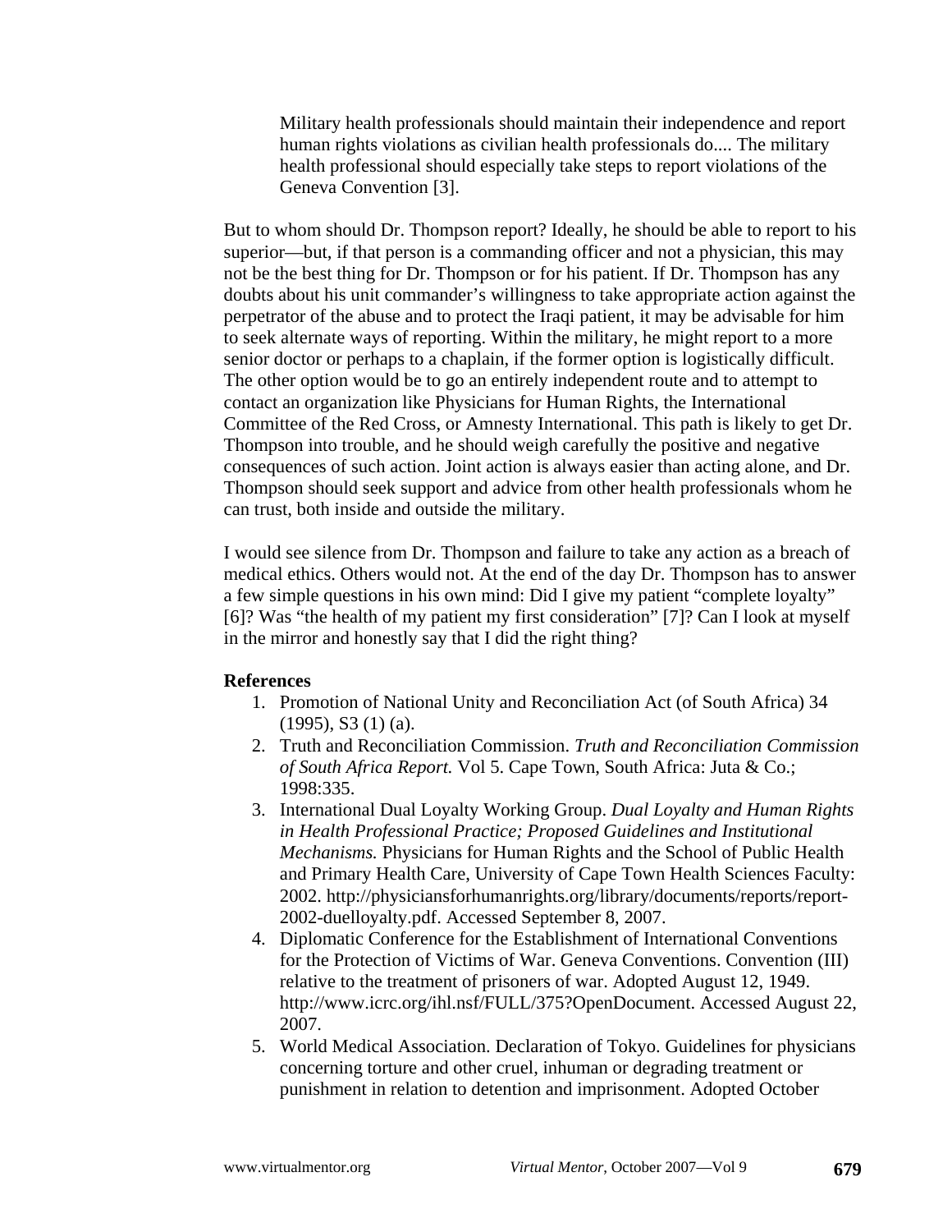> Military health professionals should maintain their independence and report human rights violations as civilian health professionals do.... The military health professional should especially take steps to report violations of the Geneva Convention [3].

But to whom should Dr. Thompson report? Ideally, he should be able to report to his superior—but, if that person is a commanding officer and not a physician, this may not be the best thing for Dr. Thompson or for his patient. If Dr. Thompson has any doubts about his unit commander's willingness to take appropriate action against the perpetrator of the abuse and to protect the Iraqi patient, it may be advisable for him to seek alternate ways of reporting. Within the military, he might report to a more senior doctor or perhaps to a chaplain, if the former option is logistically difficult. The other option would be to go an entirely independent route and to attempt to contact an organization like Physicians for Human Rights, the International Committee of the Red Cross, or Amnesty International. This path is likely to get Dr. Thompson into trouble, and he should weigh carefully the positive and negative consequences of such action. Joint action is always easier than acting alone, and Dr. Thompson should seek support and advice from other health professionals whom he can trust, both inside and outside the military.

I would see silence from Dr. Thompson and failure to take any action as a breach of medical ethics. Others would not. At the end of the day Dr. Thompson has to answer a few simple questions in his own mind: Did I give my patient "complete loyalty" [6]? Was "the health of my patient my first consideration" [7]? Can I look at myself in the mirror and honestly say that I did the right thing?

**References**

1. Promotion of National Unity and Reconciliation Act (of South Africa) 34 (1995), S3 (1) (a).
2. Truth and Reconciliation Commission. *Truth and Reconciliation Commission of South Africa Report.* Vol 5. Cape Town, South Africa: Juta & Co.; 1998:335.
3. International Dual Loyalty Working Group. *Dual Loyalty and Human Rights in Health Professional Practice; Proposed Guidelines and Institutional Mechanisms.* Physicians for Human Rights and the School of Public Health and Primary Health Care, University of Cape Town Health Sciences Faculty: 2002. http://physiciansforhumanrights.org/library/documents/reports/report-2002-duelloyalty.pdf. Accessed September 8, 2007.
4. Diplomatic Conference for the Establishment of International Conventions for the Protection of Victims of War. Geneva Conventions. Convention (III) relative to the treatment of prisoners of war. Adopted August 12, 1949. http://www.icrc.org/ihl.nsf/FULL/375?OpenDocument. Accessed August 22, 2007.
5. World Medical Association. Declaration of Tokyo. Guidelines for physicians concerning torture and other cruel, inhuman or degrading treatment or punishment in relation to detention and imprisonment. Adopted October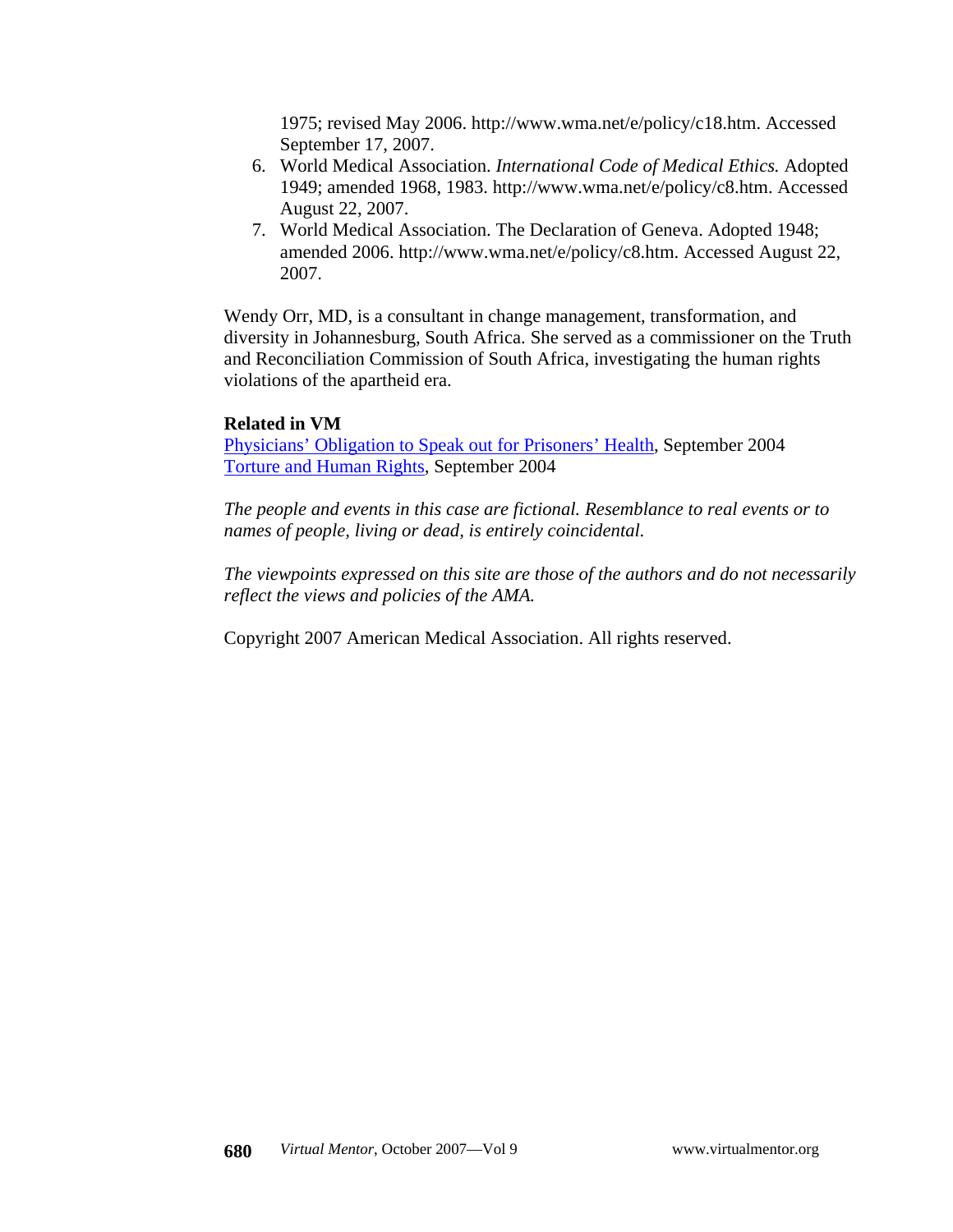1975; revised May 2006. http://www.wma.net/e/policy/c18.htm. Accessed September 17, 2007.

6. World Medical Association. *International Code of Medical Ethics.* Adopted 1949; amended 1968, 1983. http://www.wma.net/e/policy/c8.htm. Accessed August 22, 2007.
7. World Medical Association. The Declaration of Geneva. Adopted 1948; amended 2006. http://www.wma.net/e/policy/c8.htm. Accessed August 22, 2007.

Wendy Orr, MD, is a consultant in change management, transformation, and diversity in Johannesburg, South Africa. She served as a commissioner on the Truth and Reconciliation Commission of South Africa, investigating the human rights violations of the apartheid era.

**Related in VM**

Physicians' Obligation to Speak out for Prisoners' Health, September 2004

Torture and Human Rights, September 2004

*The people and events in this case are fictional. Resemblance to real events or to names of people, living or dead, is entirely coincidental.*

*The viewpoints expressed on this site are those of the authors and do not necessarily reflect the views and policies of the AMA.*

Copyright 2007 American Medical Association. All rights reserved.